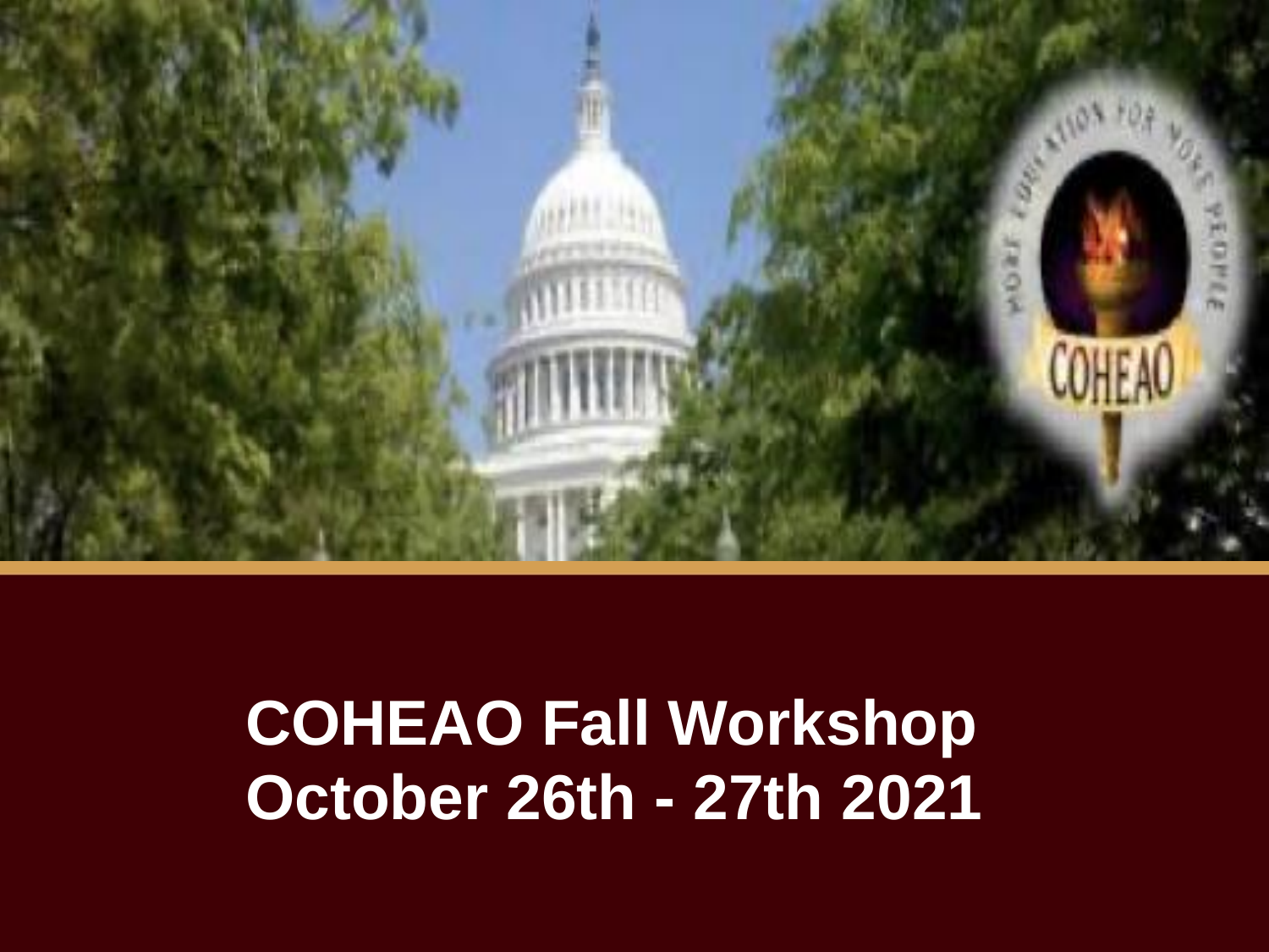# COHEAO Fall Workshop
# October 26th - 27th 2021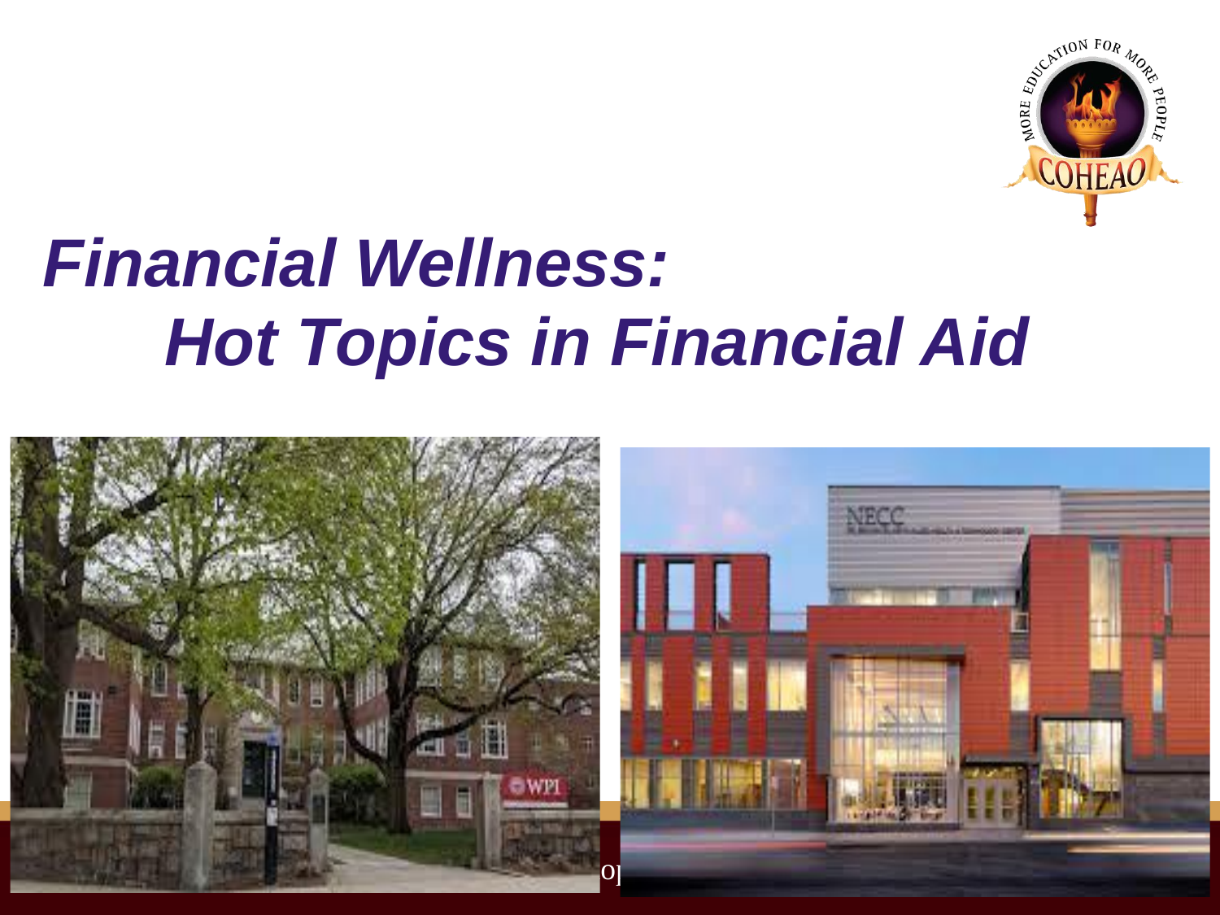# *Financial Wellness:*
# *Hot Topics in Financial Aid*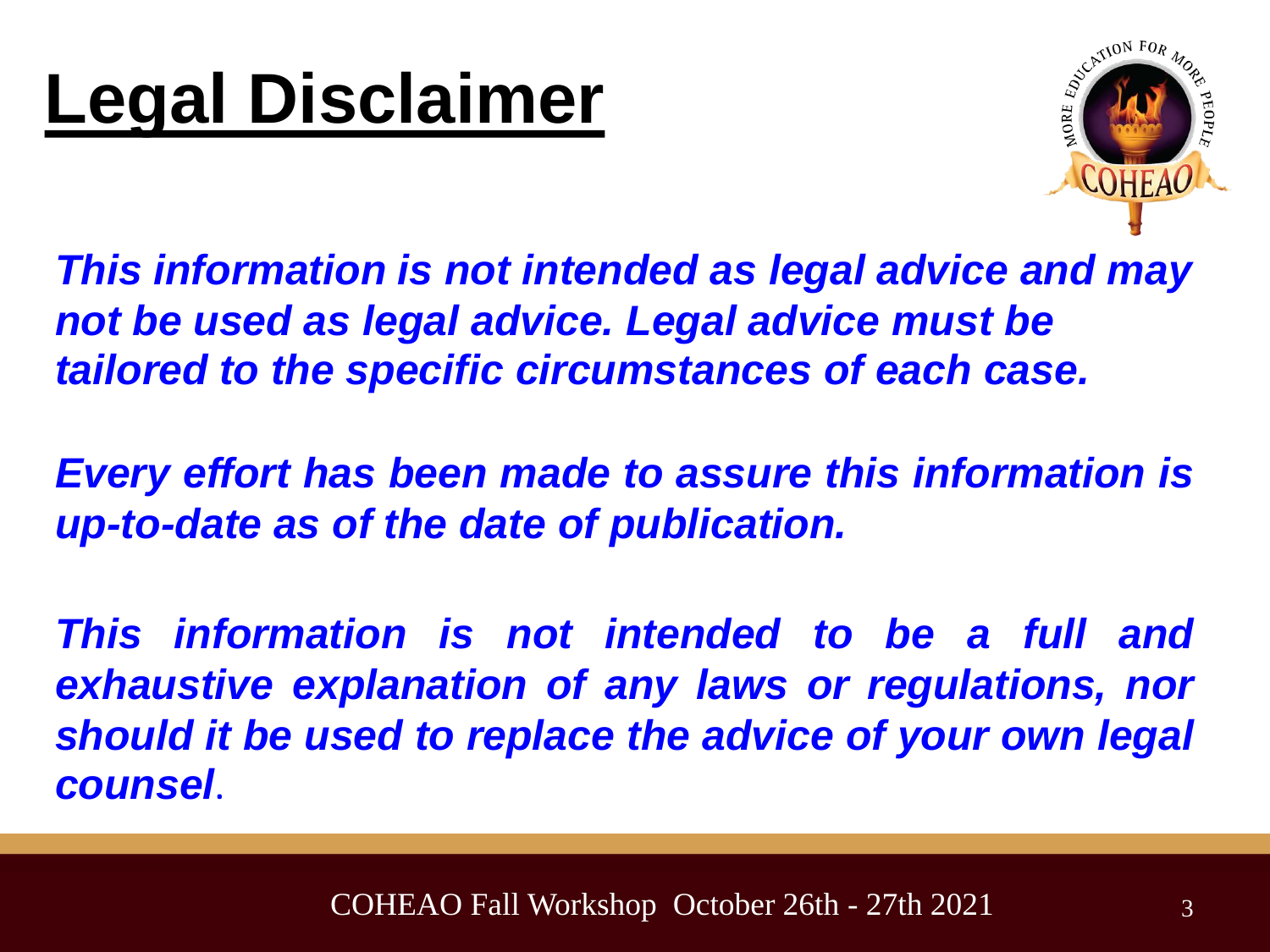# Legal Disclaimer

***This information is not intended as legal advice and may not be used as legal advice. Legal advice must be tailored to the specific circumstances of each case.***

***Every effort has been made to assure this information is up-to-date as of the date of publication.***

***This information is not intended to be a full and exhaustive explanation of any laws or regulations, nor should it be used to replace the advice of your own legal counsel***.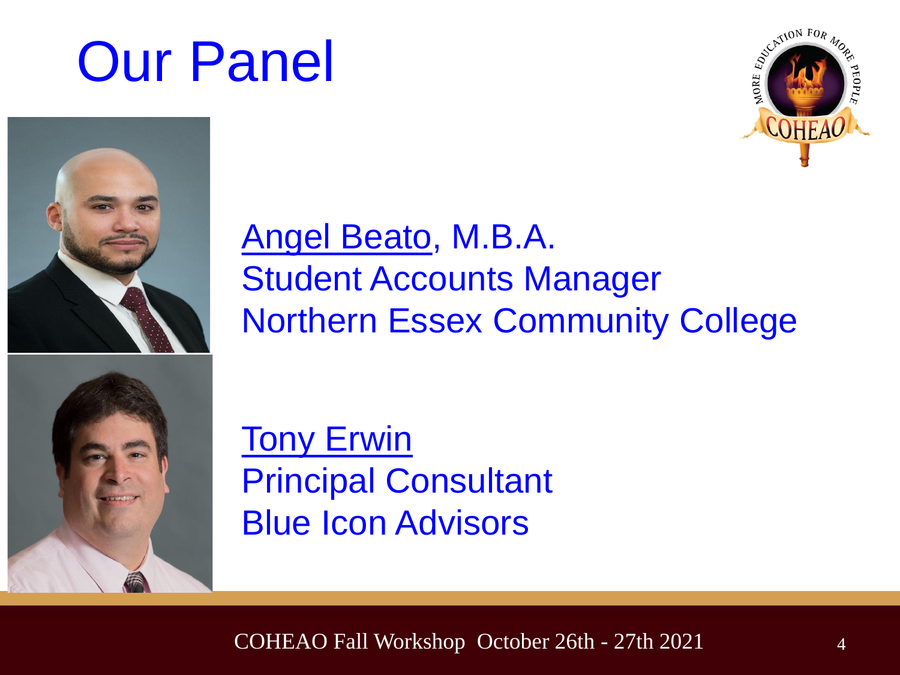# Our Panel

[Angel Beato](), M.B.A.
Student Accounts Manager
Northern Essex Community College

[Tony Erwin]()
Principal Consultant
Blue Icon Advisors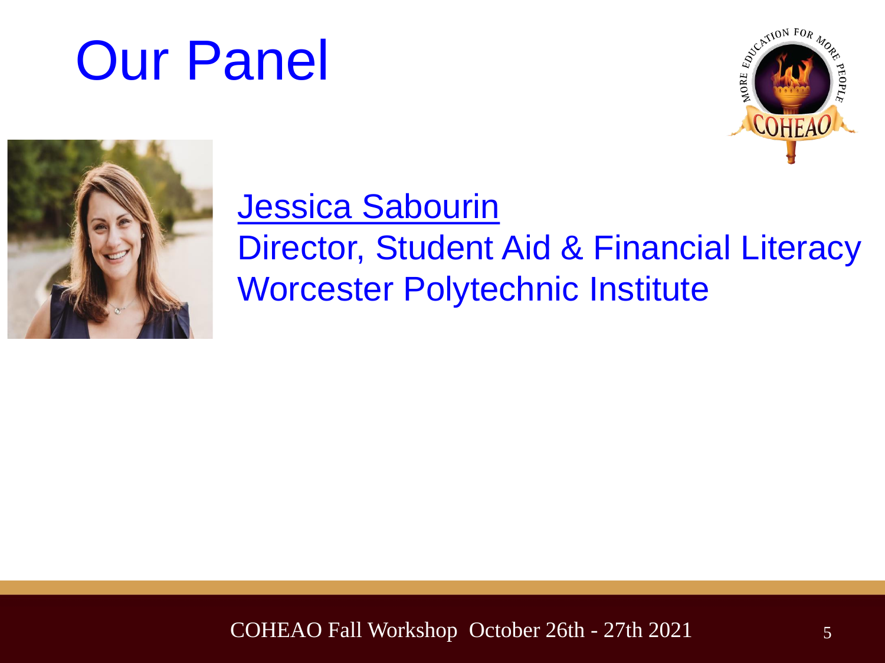# Our Panel

[Jessica Sabourin](#)
Director, Student Aid & Financial Literacy
Worcester Polytechnic Institute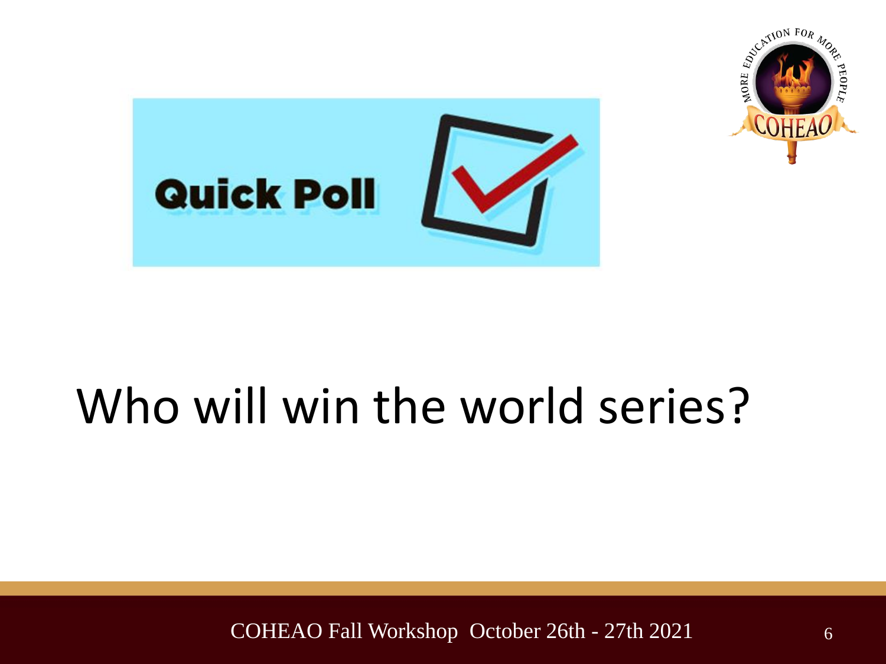Quick Poll

# Who will win the world series?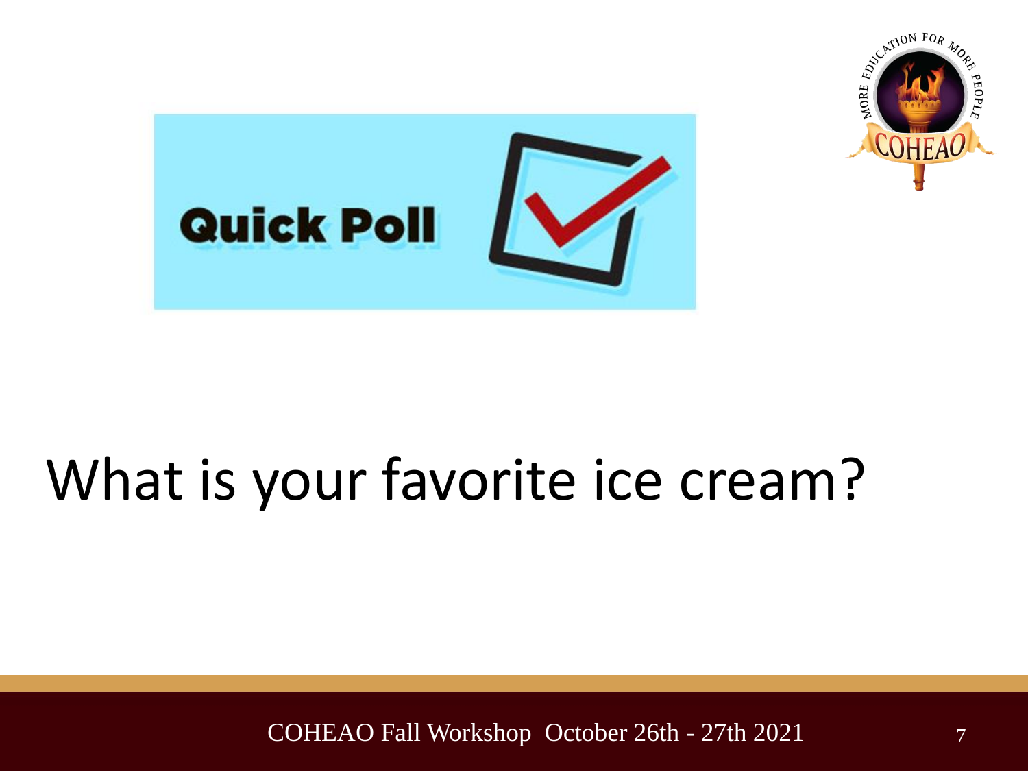Quick Poll

# What is your favorite ice cream?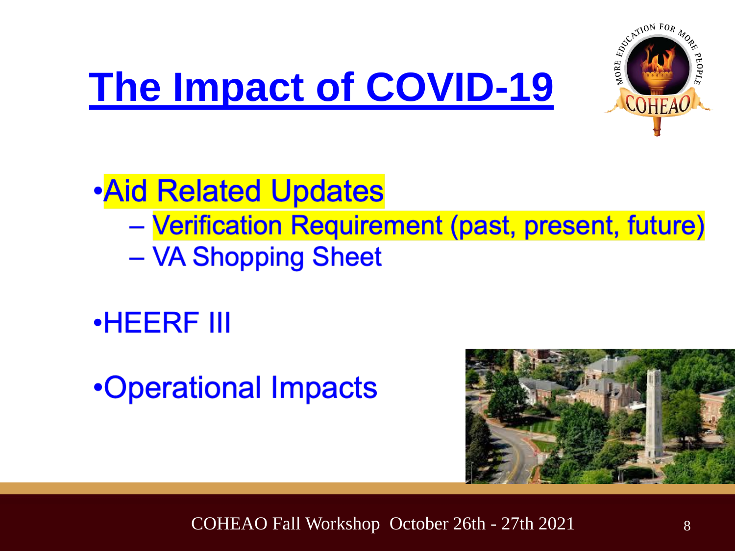# The Impact of COVID-19

- Aid Related Updates
  - Verification Requirement (past, present, future)
  - VA Shopping Sheet

- HEERF III

- Operational Impacts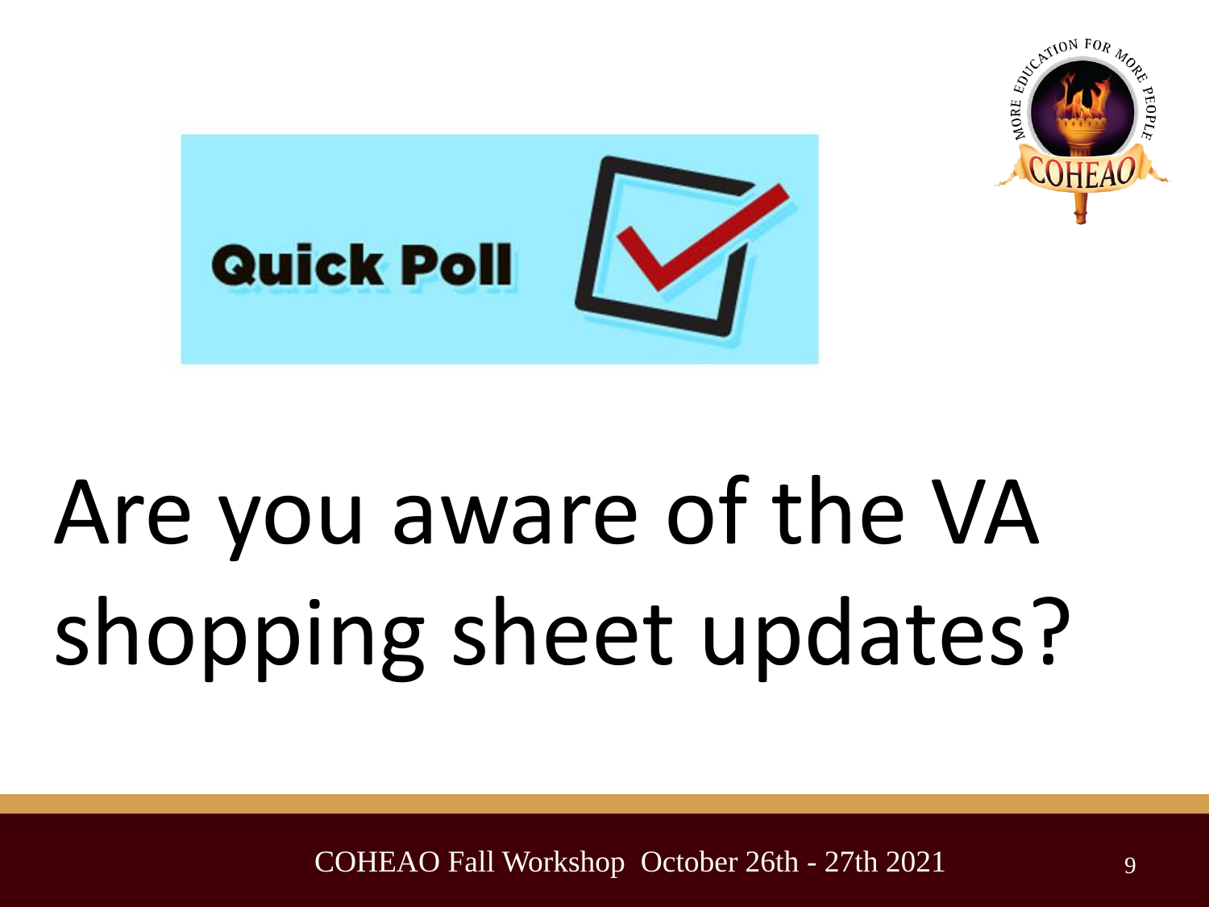Quick Poll

# Are you aware of the VA shopping sheet updates?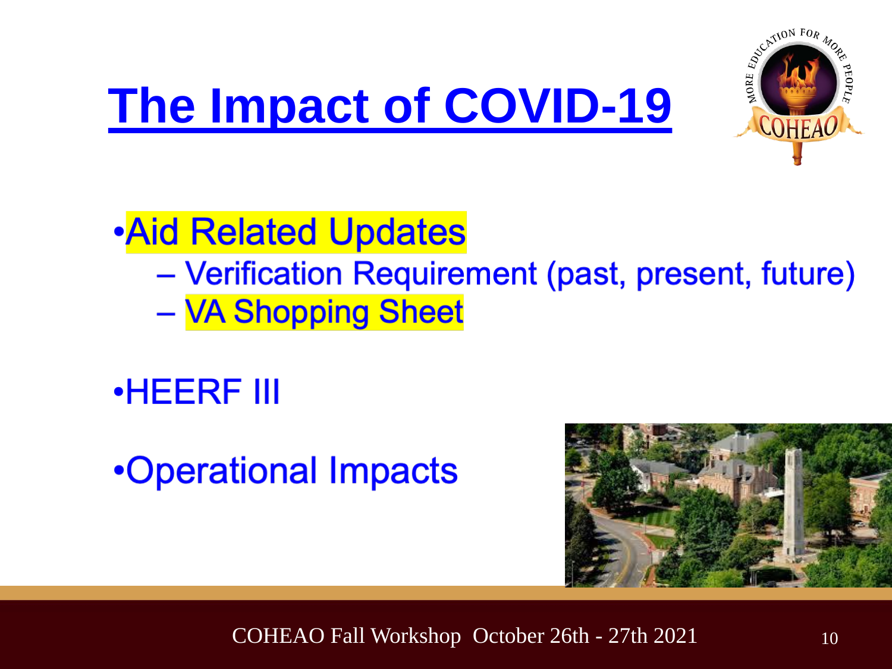# The Impact of COVID-19

- Aid Related Updates
  - Verification Requirement (past, present, future)
  - VA Shopping Sheet
- HEERF III
- Operational Impacts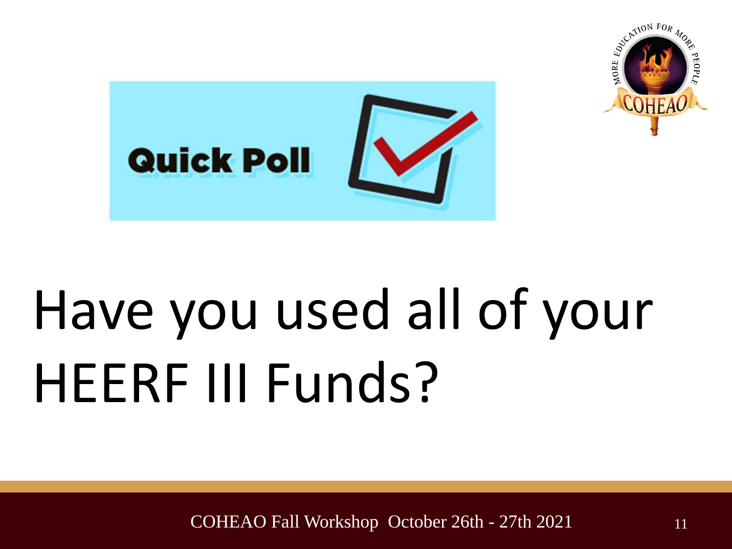Quick Poll

# Have you used all of your HEERF III Funds?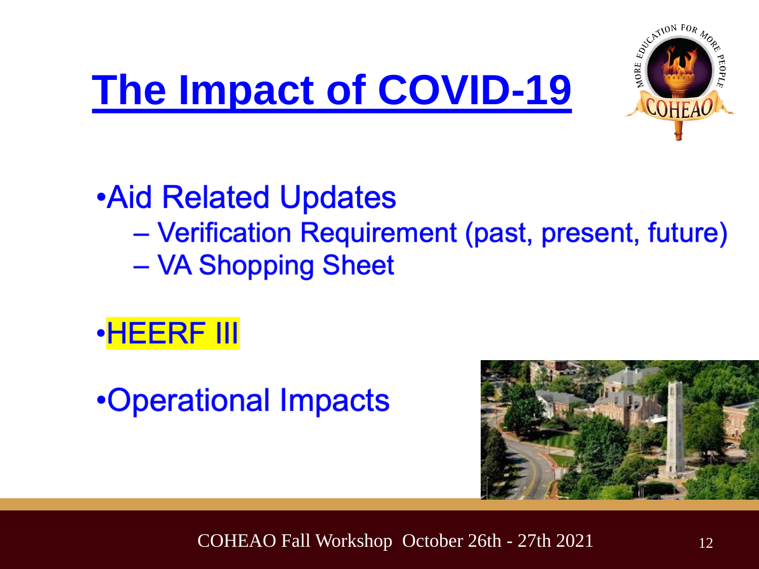# The Impact of COVID-19

- Aid Related Updates
  - Verification Requirement (past, present, future)
  - VA Shopping Sheet
- HEERF III
- Operational Impacts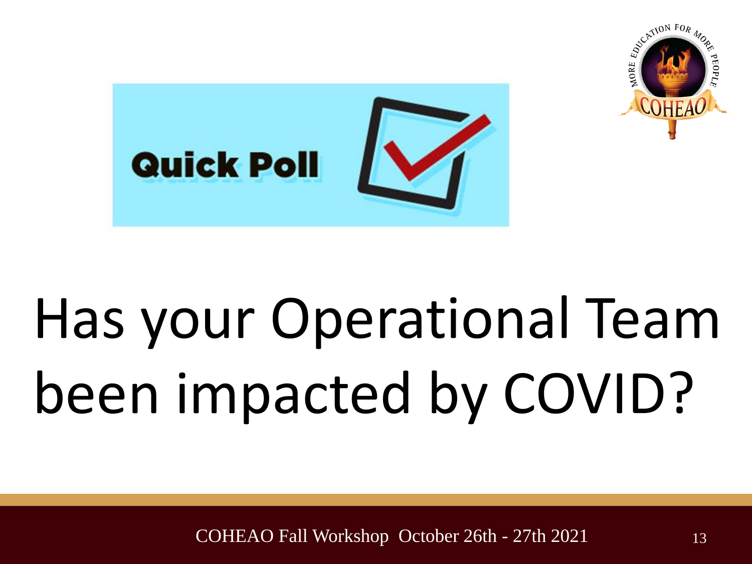Quick Poll

# Has your Operational Team been impacted by COVID?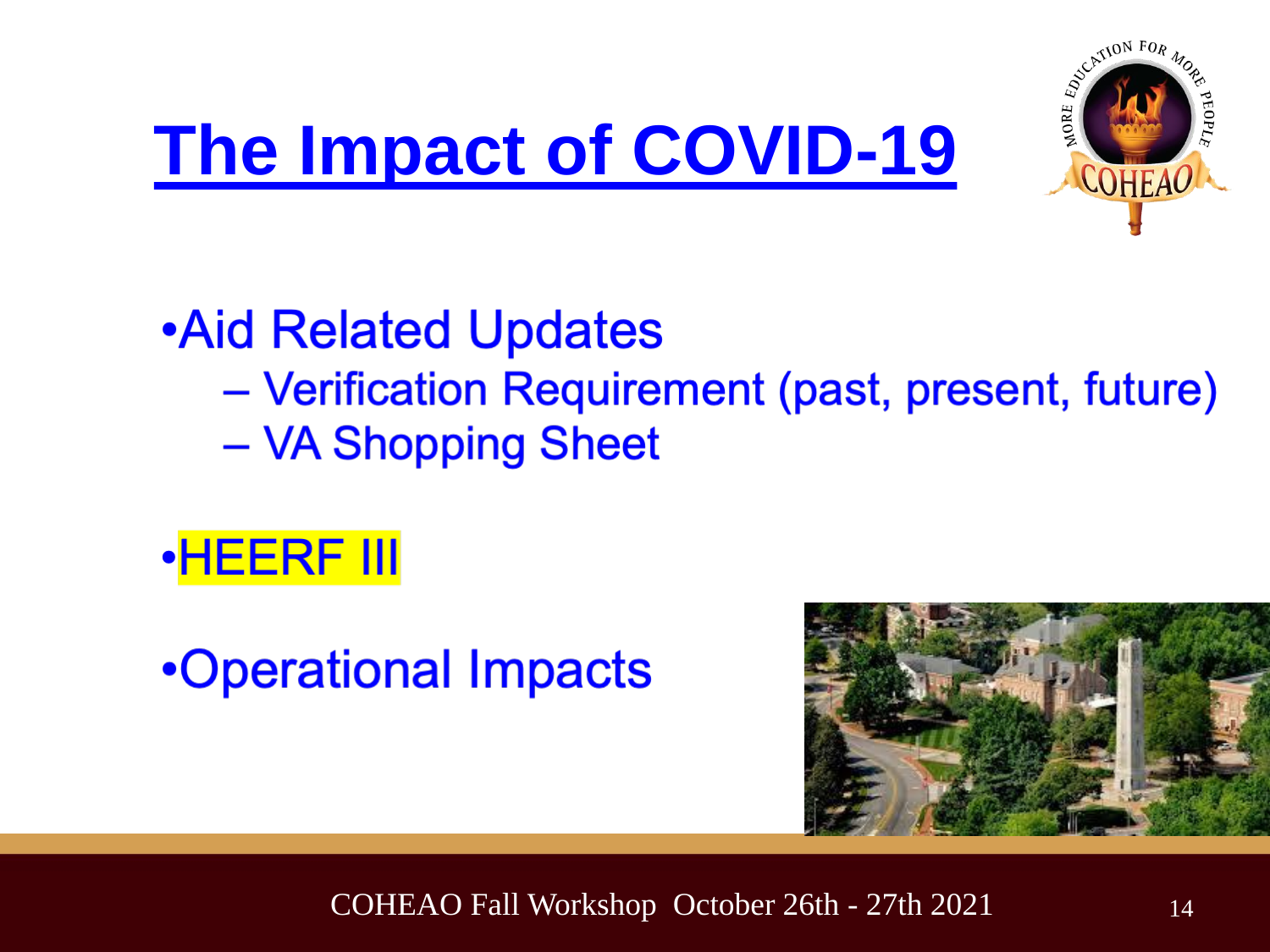# The Impact of COVID-19

- Aid Related Updates
  - Verification Requirement (past, present, future)
  - VA Shopping Sheet

- HEERF III

- Operational Impacts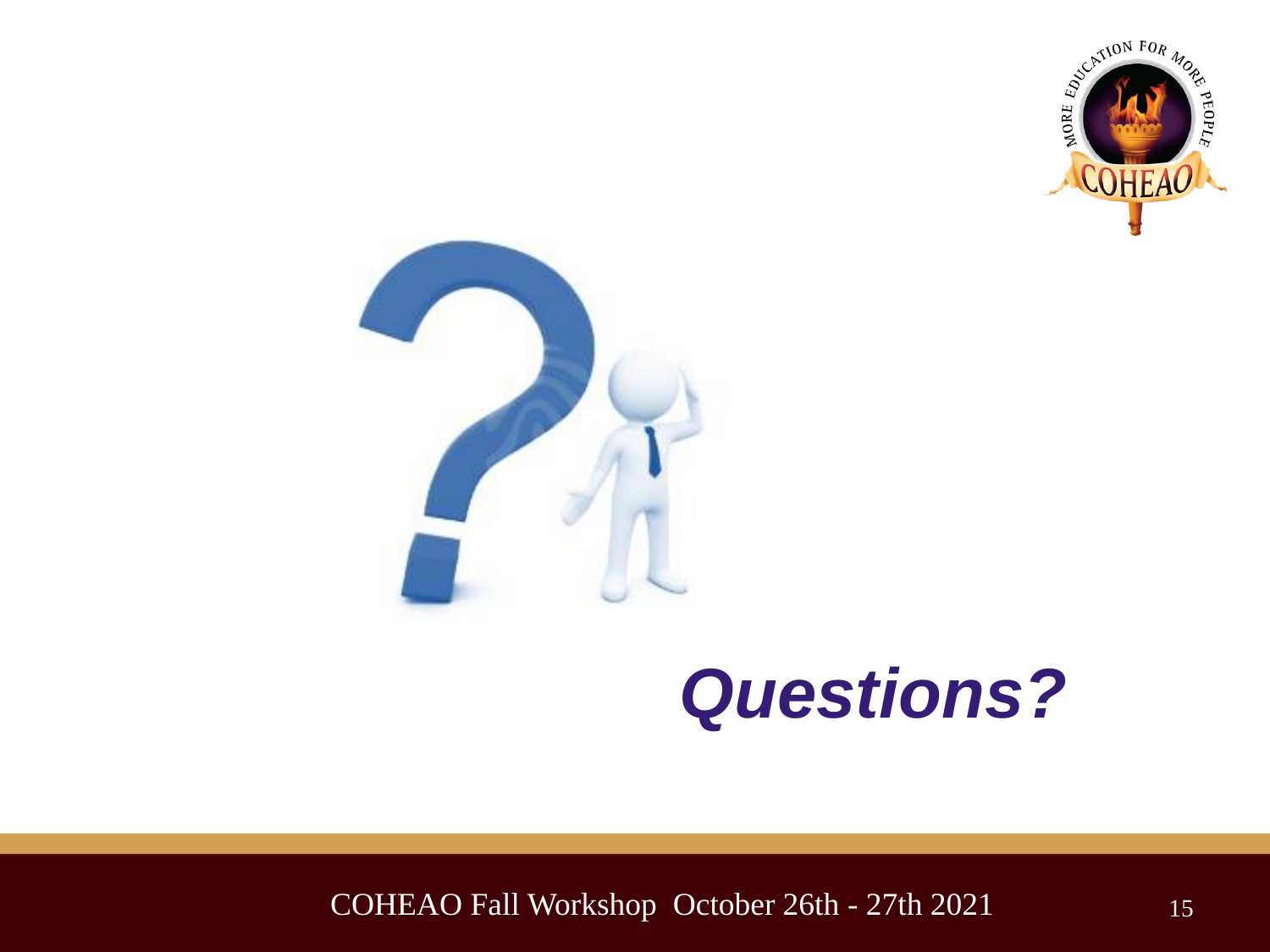# *Questions?*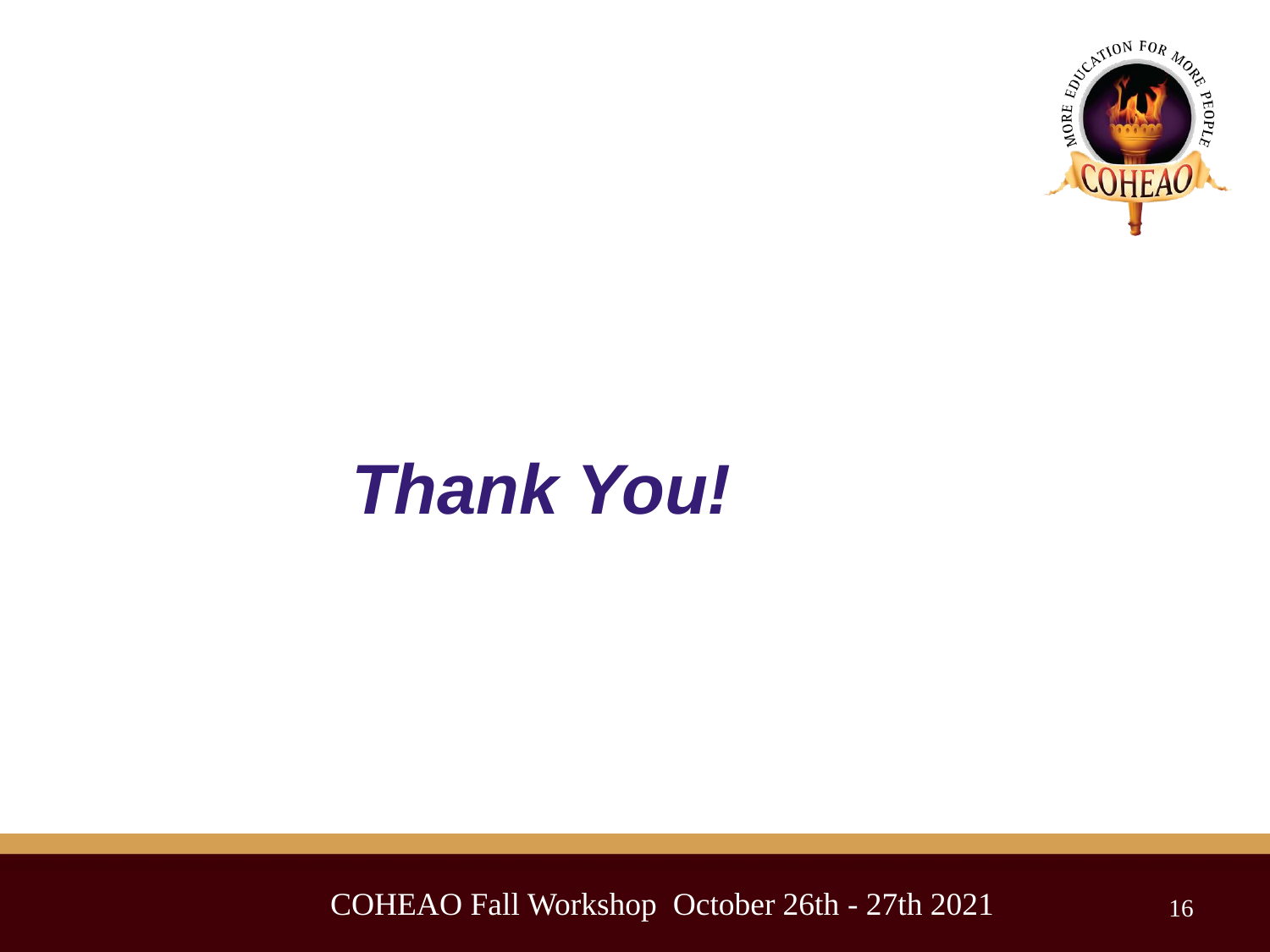***Thank You!***